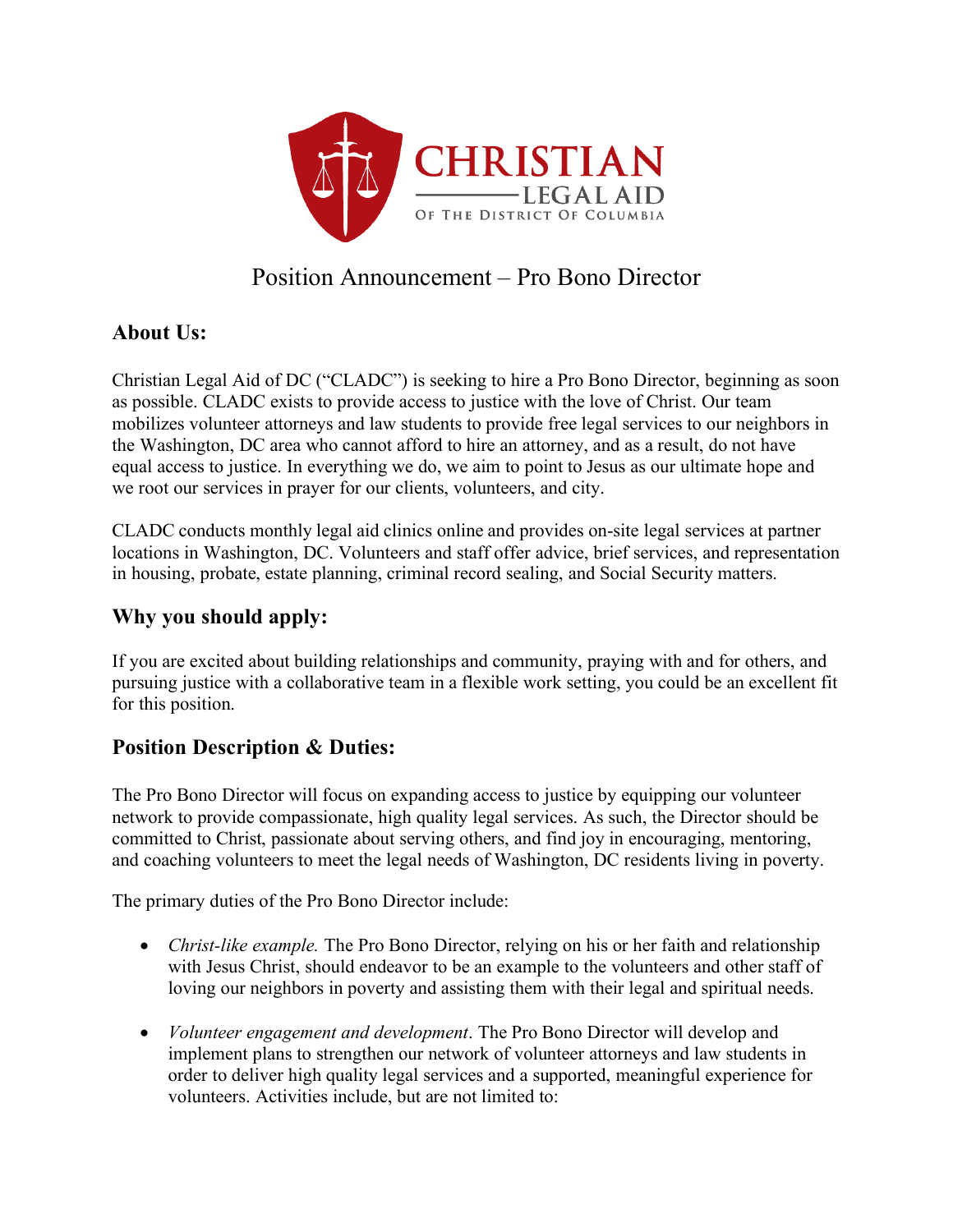CHRISTIAN LEGAL AID OF THE DISTRICT OF COLUMBIA

# Position Announcement – Pro Bono Director

## About Us:

Christian Legal Aid of DC ("CLADC") is seeking to hire a Pro Bono Director, beginning as soon as possible. CLADC exists to provide access to justice with the love of Christ. Our team mobilizes volunteer attorneys and law students to provide free legal services to our neighbors in the Washington, DC area who cannot afford to hire an attorney, and as a result, do not have equal access to justice. In everything we do, we aim to point to Jesus as our ultimate hope and we root our services in prayer for our clients, volunteers, and city.

CLADC conducts monthly legal aid clinics online and provides on-site legal services at partner locations in Washington, DC. Volunteers and staff offer advice, brief services, and representation in housing, probate, estate planning, criminal record sealing, and Social Security matters.

## Why you should apply:

If you are excited about building relationships and community, praying with and for others, and pursuing justice with a collaborative team in a flexible work setting, you could be an excellent fit for this position.

## Position Description & Duties:

The Pro Bono Director will focus on expanding access to justice by equipping our volunteer network to provide compassionate, high quality legal services. As such, the Director should be committed to Christ, passionate about serving others, and find joy in encouraging, mentoring, and coaching volunteers to meet the legal needs of Washington, DC residents living in poverty.

The primary duties of the Pro Bono Director include:

- *Christ-like example.* The Pro Bono Director, relying on his or her faith and relationship with Jesus Christ, should endeavor to be an example to the volunteers and other staff of loving our neighbors in poverty and assisting them with their legal and spiritual needs.

- *Volunteer engagement and development*. The Pro Bono Director will develop and implement plans to strengthen our network of volunteer attorneys and law students in order to deliver high quality legal services and a supported, meaningful experience for volunteers. Activities include, but are not limited to: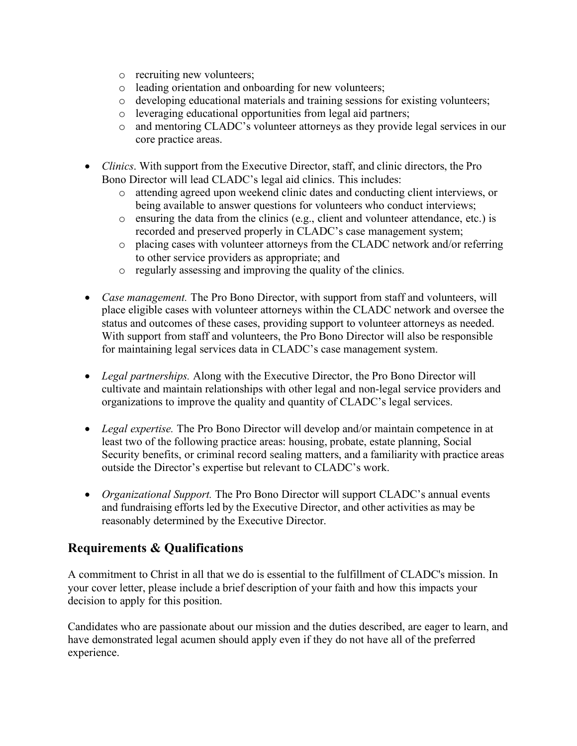- recruiting new volunteers;
  - leading orientation and onboarding for new volunteers;
  - developing educational materials and training sessions for existing volunteers;
  - leveraging educational opportunities from legal aid partners;
  - and mentoring CLADC's volunteer attorneys as they provide legal services in our core practice areas.

- *Clinics*. With support from the Executive Director, staff, and clinic directors, the Pro Bono Director will lead CLADC's legal aid clinics. This includes:
  - attending agreed upon weekend clinic dates and conducting client interviews, or being available to answer questions for volunteers who conduct interviews;
  - ensuring the data from the clinics (e.g., client and volunteer attendance, etc.) is recorded and preserved properly in CLADC's case management system;
  - placing cases with volunteer attorneys from the CLADC network and/or referring to other service providers as appropriate; and
  - regularly assessing and improving the quality of the clinics.

- *Case management.* The Pro Bono Director, with support from staff and volunteers, will place eligible cases with volunteer attorneys within the CLADC network and oversee the status and outcomes of these cases, providing support to volunteer attorneys as needed. With support from staff and volunteers, the Pro Bono Director will also be responsible for maintaining legal services data in CLADC's case management system.

- *Legal partnerships.* Along with the Executive Director, the Pro Bono Director will cultivate and maintain relationships with other legal and non-legal service providers and organizations to improve the quality and quantity of CLADC's legal services.

- *Legal expertise.* The Pro Bono Director will develop and/or maintain competence in at least two of the following practice areas: housing, probate, estate planning, Social Security benefits, or criminal record sealing matters, and a familiarity with practice areas outside the Director's expertise but relevant to CLADC's work.

- *Organizational Support.* The Pro Bono Director will support CLADC's annual events and fundraising efforts led by the Executive Director, and other activities as may be reasonably determined by the Executive Director.

## Requirements & Qualifications

A commitment to Christ in all that we do is essential to the fulfillment of CLADC's mission. In your cover letter, please include a brief description of your faith and how this impacts your decision to apply for this position.

Candidates who are passionate about our mission and the duties described, are eager to learn, and have demonstrated legal acumen should apply even if they do not have all of the preferred experience.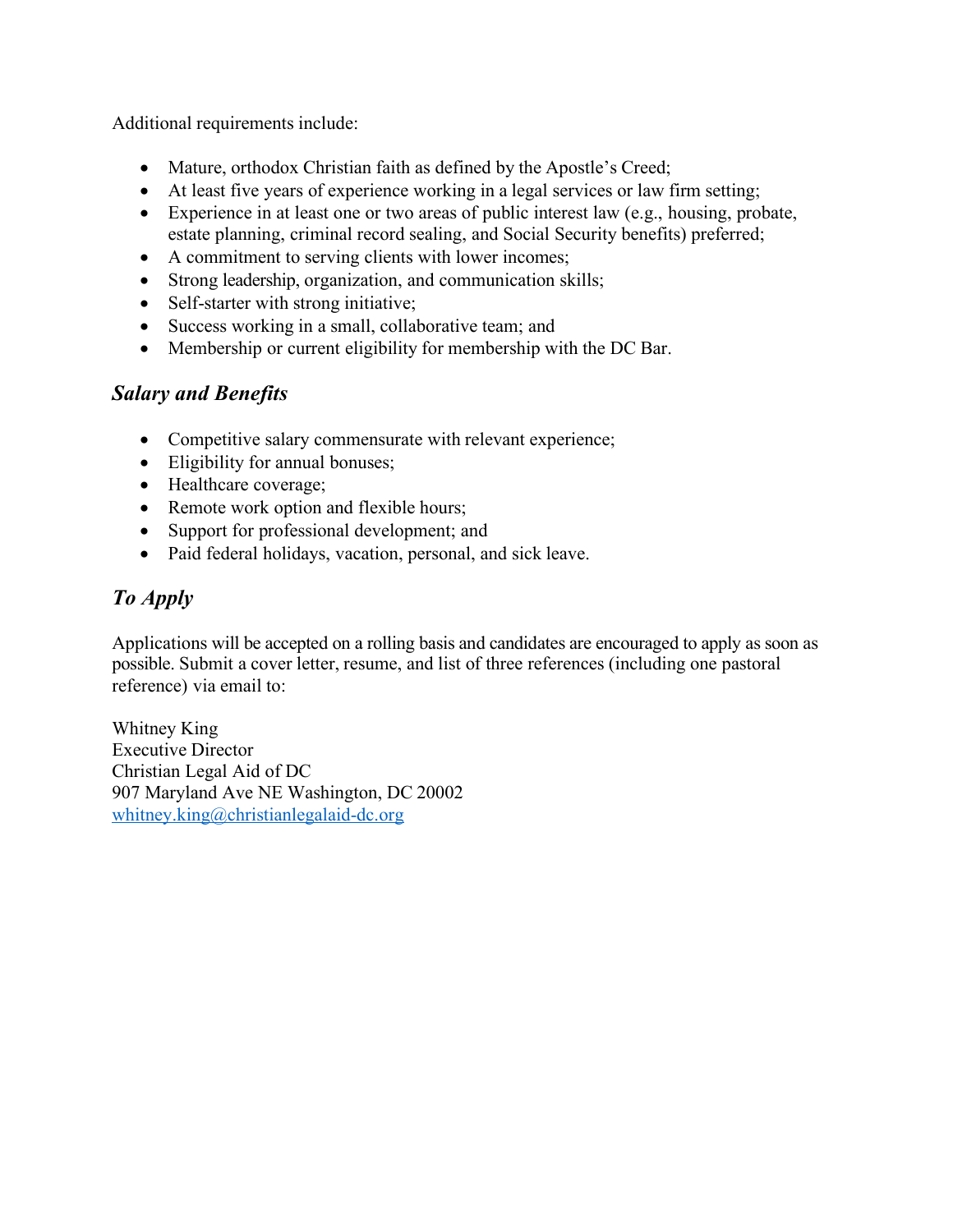Additional requirements include:

- Mature, orthodox Christian faith as defined by the Apostle's Creed;
- At least five years of experience working in a legal services or law firm setting;
- Experience in at least one or two areas of public interest law (e.g., housing, probate, estate planning, criminal record sealing, and Social Security benefits) preferred;
- A commitment to serving clients with lower incomes;
- Strong leadership, organization, and communication skills;
- Self-starter with strong initiative;
- Success working in a small, collaborative team; and
- Membership or current eligibility for membership with the DC Bar.

## *Salary and Benefits*

- Competitive salary commensurate with relevant experience;
- Eligibility for annual bonuses;
- Healthcare coverage;
- Remote work option and flexible hours;
- Support for professional development; and
- Paid federal holidays, vacation, personal, and sick leave.

## *To Apply*

Applications will be accepted on a rolling basis and candidates are encouraged to apply as soon as possible. Submit a cover letter, resume, and list of three references (including one pastoral reference) via email to:

Whitney King
Executive Director
Christian Legal Aid of DC
907 Maryland Ave NE Washington, DC 20002
whitney.king@christianlegalaid-dc.org